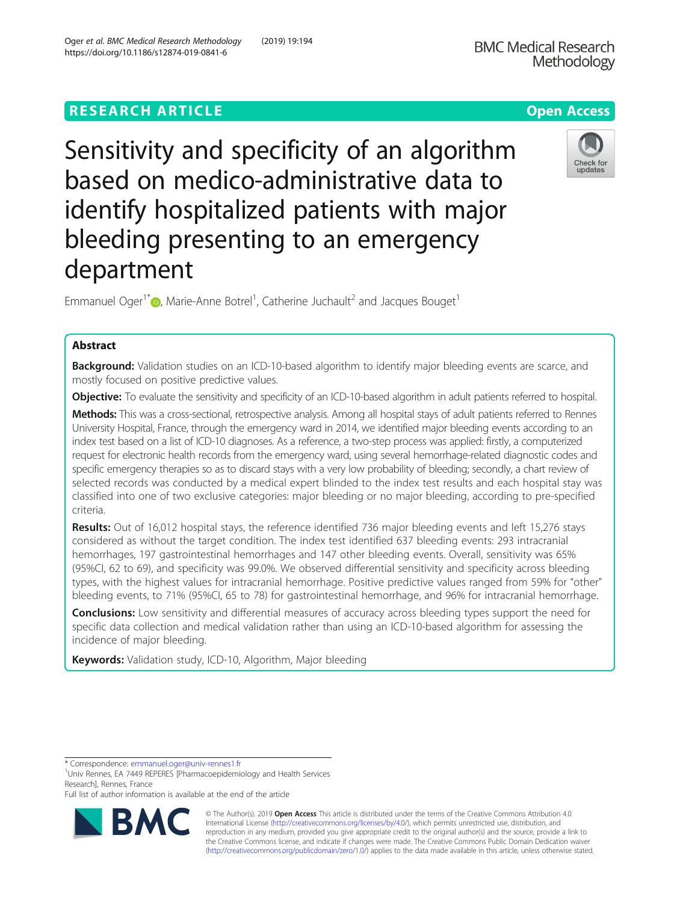RESEARCH ARTICLE

Open Access

# Sensitivity and specificity of an algorithm based on medico-administrative data to identify hospitalized patients with major bleeding presenting to an emergency department

Emmanuel Oger[1*], Marie-Anne Botrel[1], Catherine Juchault[2] and Jacques Bouget[1]

## Abstract

**Background:** Validation studies on an ICD-10-based algorithm to identify major bleeding events are scarce, and mostly focused on positive predictive values.

**Objective:** To evaluate the sensitivity and specificity of an ICD-10-based algorithm in adult patients referred to hospital.

**Methods:** This was a cross-sectional, retrospective analysis. Among all hospital stays of adult patients referred to Rennes University Hospital, France, through the emergency ward in 2014, we identified major bleeding events according to an index test based on a list of ICD-10 diagnoses. As a reference, a two-step process was applied: firstly, a computerized request for electronic health records from the emergency ward, using several hemorrhage-related diagnostic codes and specific emergency therapies so as to discard stays with a very low probability of bleeding; secondly, a chart review of selected records was conducted by a medical expert blinded to the index test results and each hospital stay was classified into one of two exclusive categories: major bleeding or no major bleeding, according to pre-specified criteria.

**Results:** Out of 16,012 hospital stays, the reference identified 736 major bleeding events and left 15,276 stays considered as without the target condition. The index test identified 637 bleeding events: 293 intracranial hemorrhages, 197 gastrointestinal hemorrhages and 147 other bleeding events. Overall, sensitivity was 65% (95%CI, 62 to 69), and specificity was 99.0%. We observed differential sensitivity and specificity across bleeding types, with the highest values for intracranial hemorrhage. Positive predictive values ranged from 59% for "other" bleeding events, to 71% (95%CI, 65 to 78) for gastrointestinal hemorrhage, and 96% for intracranial hemorrhage.

**Conclusions:** Low sensitivity and differential measures of accuracy across bleeding types support the need for specific data collection and medical validation rather than using an ICD-10-based algorithm for assessing the incidence of major bleeding.

**Keywords:** Validation study, ICD-10, Algorithm, Major bleeding

\* Correspondence: emmanuel.oger@univ-rennes1.fr
[1]Univ Rennes, EA 7449 REPERES [Pharmacoepidemiology and Health Services Research], Rennes, France
Full list of author information is available at the end of the article

© The Author(s). 2019 **Open Access** This article is distributed under the terms of the Creative Commons Attribution 4.0 International License (http://creativecommons.org/licenses/by/4.0/), which permits unrestricted use, distribution, and reproduction in any medium, provided you give appropriate credit to the original author(s) and the source, provide a link to the Creative Commons license, and indicate if changes were made. The Creative Commons Public Domain Dedication waiver (http://creativecommons.org/publicdomain/zero/1.0/) applies to the data made available in this article, unless otherwise stated.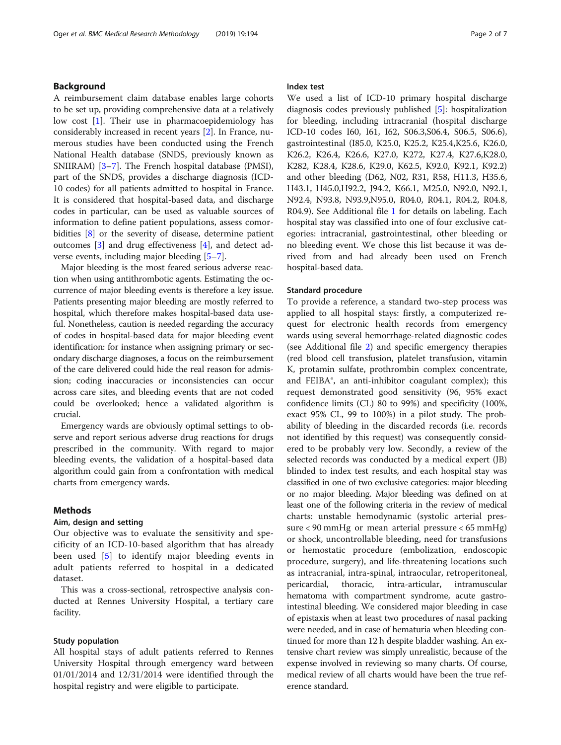## Background

A reimbursement claim database enables large cohorts to be set up, providing comprehensive data at a relatively low cost [1]. Their use in pharmacoepidemiology has considerably increased in recent years [2]. In France, numerous studies have been conducted using the French National Health database (SNDS, previously known as SNIIRAM) [3–7]. The French hospital database (PMSI), part of the SNDS, provides a discharge diagnosis (ICD-10 codes) for all patients admitted to hospital in France. It is considered that hospital-based data, and discharge codes in particular, can be used as valuable sources of information to define patient populations, assess comorbidities [8] or the severity of disease, determine patient outcomes [3] and drug effectiveness [4], and detect adverse events, including major bleeding [5–7].

Major bleeding is the most feared serious adverse reaction when using antithrombotic agents. Estimating the occurrence of major bleeding events is therefore a key issue. Patients presenting major bleeding are mostly referred to hospital, which therefore makes hospital-based data useful. Nonetheless, caution is needed regarding the accuracy of codes in hospital-based data for major bleeding event identification: for instance when assigning primary or secondary discharge diagnoses, a focus on the reimbursement of the care delivered could hide the real reason for admission; coding inaccuracies or inconsistencies can occur across care sites, and bleeding events that are not coded could be overlooked; hence a validated algorithm is crucial.

Emergency wards are obviously optimal settings to observe and report serious adverse drug reactions for drugs prescribed in the community. With regard to major bleeding events, the validation of a hospital-based data algorithm could gain from a confrontation with medical charts from emergency wards.

## Methods

### Aim, design and setting

Our objective was to evaluate the sensitivity and specificity of an ICD-10-based algorithm that has already been used [5] to identify major bleeding events in adult patients referred to hospital in a dedicated dataset.

This was a cross-sectional, retrospective analysis conducted at Rennes University Hospital, a tertiary care facility.

### Study population

All hospital stays of adult patients referred to Rennes University Hospital through emergency ward between 01/01/2014 and 12/31/2014 were identified through the hospital registry and were eligible to participate.

### Index test

We used a list of ICD-10 primary hospital discharge diagnosis codes previously published [5]: hospitalization for bleeding, including intracranial (hospital discharge ICD-10 codes I60, I61, I62, S06.3,S06.4, S06.5, S06.6), gastrointestinal (I85.0, K25.0, K25.2, K25.4,K25.6, K26.0, K26.2, K26.4, K26.6, K27.0, K272, K27.4, K27.6,K28.0, K282, K28.4, K28.6, K29.0, K62.5, K92.0, K92.1, K92.2) and other bleeding (D62, N02, R31, R58, H11.3, H35.6, H43.1, H45.0,H92.2, J94.2, K66.1, M25.0, N92.0, N92.1, N92.4, N93.8, N93.9,N95.0, R04.0, R04.1, R04.2, R04.8, R04.9). See Additional file 1 for details on labeling. Each hospital stay was classified into one of four exclusive categories: intracranial, gastrointestinal, other bleeding or no bleeding event. We chose this list because it was derived from and had already been used on French hospital-based data.

### Standard procedure

To provide a reference, a standard two-step process was applied to all hospital stays: firstly, a computerized request for electronic health records from emergency wards using several hemorrhage-related diagnostic codes (see Additional file 2) and specific emergency therapies (red blood cell transfusion, platelet transfusion, vitamin K, protamin sulfate, prothrombin complex concentrate, and FEIBA®, an anti-inhibitor coagulant complex); this request demonstrated good sensitivity (96, 95% exact confidence limits (CL) 80 to 99%) and specificity (100%, exact 95% CL, 99 to 100%) in a pilot study. The probability of bleeding in the discarded records (i.e. records not identified by this request) was consequently considered to be probably very low. Secondly, a review of the selected records was conducted by a medical expert (JB) blinded to index test results, and each hospital stay was classified in one of two exclusive categories: major bleeding or no major bleeding. Major bleeding was defined on at least one of the following criteria in the review of medical charts: unstable hemodynamic (systolic arterial pressure < 90 mmHg or mean arterial pressure < 65 mmHg) or shock, uncontrollable bleeding, need for transfusions or hemostatic procedure (embolization, endoscopic procedure, surgery), and life-threatening locations such as intracranial, intra-spinal, intraocular, retroperitoneal, pericardial, thoracic, intra-articular, intramuscular hematoma with compartment syndrome, acute gastro-intestinal bleeding. We considered major bleeding in case of epistaxis when at least two procedures of nasal packing were needed, and in case of hematuria when bleeding continued for more than 12 h despite bladder washing. An extensive chart review was simply unrealistic, because of the expense involved in reviewing so many charts. Of course, medical review of all charts would have been the true reference standard.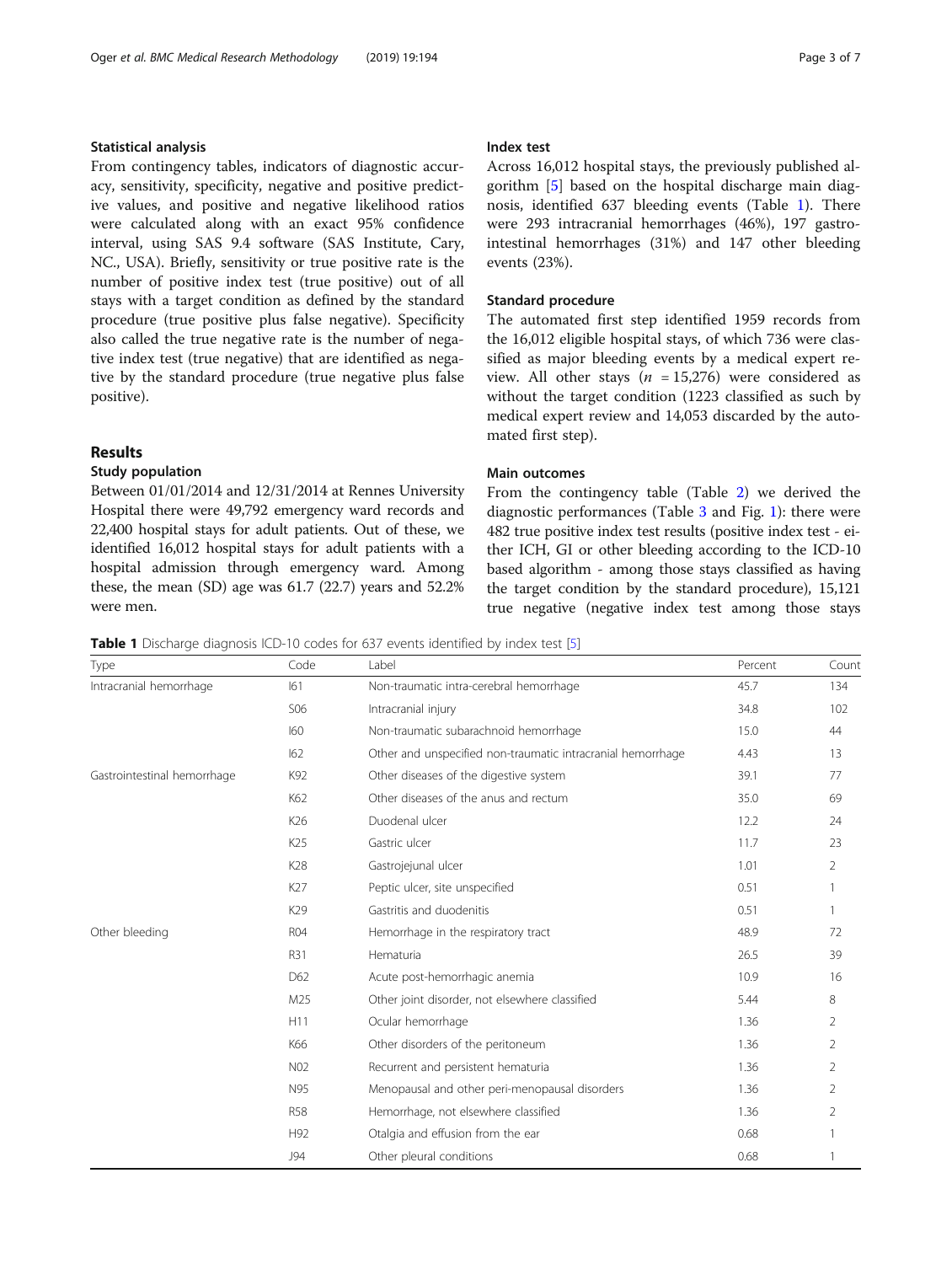### Statistical analysis

From contingency tables, indicators of diagnostic accuracy, sensitivity, specificity, negative and positive predictive values, and positive and negative likelihood ratios were calculated along with an exact 95% confidence interval, using SAS 9.4 software (SAS Institute, Cary, NC., USA). Briefly, sensitivity or true positive rate is the number of positive index test (true positive) out of all stays with a target condition as defined by the standard procedure (true positive plus false negative). Specificity also called the true negative rate is the number of negative index test (true negative) that are identified as negative by the standard procedure (true negative plus false positive).

## Results

### Study population

Between 01/01/2014 and 12/31/2014 at Rennes University Hospital there were 49,792 emergency ward records and 22,400 hospital stays for adult patients. Out of these, we identified 16,012 hospital stays for adult patients with a hospital admission through emergency ward. Among these, the mean (SD) age was 61.7 (22.7) years and 52.2% were men.

### Index test

Across 16,012 hospital stays, the previously published algorithm [5] based on the hospital discharge main diagnosis, identified 637 bleeding events (Table 1). There were 293 intracranial hemorrhages (46%), 197 gastrointestinal hemorrhages (31%) and 147 other bleeding events (23%).

### Standard procedure

The automated first step identified 1959 records from the 16,012 eligible hospital stays, of which 736 were classified as major bleeding events by a medical expert review. All other stays ($n$ = 15,276) were considered as without the target condition (1223 classified as such by medical expert review and 14,053 discarded by the automated first step).

### Main outcomes

From the contingency table (Table 2) we derived the diagnostic performances (Table 3 and Fig. 1): there were 482 true positive index test results (positive index test - either ICH, GI or other bleeding according to the ICD-10 based algorithm - among those stays classified as having the target condition by the standard procedure), 15,121 true negative (negative index test among those stays

**Table 1** Discharge diagnosis ICD-10 codes for 637 events identified by index test [5]

| Type | Code | Label | Percent | Count |
|---|---|---|---|---|
| Intracranial hemorrhage | I61 | Non-traumatic intra-cerebral hemorrhage | 45.7 | 134 |
| | S06 | Intracranial injury | 34.8 | 102 |
| | I60 | Non-traumatic subarachnoid hemorrhage | 15.0 | 44 |
| | I62 | Other and unspecified non-traumatic intracranial hemorrhage | 4.43 | 13 |
| Gastrointestinal hemorrhage | K92 | Other diseases of the digestive system | 39.1 | 77 |
| | K62 | Other diseases of the anus and rectum | 35.0 | 69 |
| | K26 | Duodenal ulcer | 12.2 | 24 |
| | K25 | Gastric ulcer | 11.7 | 23 |
| | K28 | Gastrojejunal ulcer | 1.01 | 2 |
| | K27 | Peptic ulcer, site unspecified | 0.51 | 1 |
| | K29 | Gastritis and duodenitis | 0.51 | 1 |
| Other bleeding | R04 | Hemorrhage in the respiratory tract | 48.9 | 72 |
| | R31 | Hematuria | 26.5 | 39 |
| | D62 | Acute post-hemorrhagic anemia | 10.9 | 16 |
| | M25 | Other joint disorder, not elsewhere classified | 5.44 | 8 |
| | H11 | Ocular hemorrhage | 1.36 | 2 |
| | K66 | Other disorders of the peritoneum | 1.36 | 2 |
| | N02 | Recurrent and persistent hematuria | 1.36 | 2 |
| | N95 | Menopausal and other peri-menopausal disorders | 1.36 | 2 |
| | R58 | Hemorrhage, not elsewhere classified | 1.36 | 2 |
| | H92 | Otalgia and effusion from the ear | 0.68 | 1 |
| | J94 | Other pleural conditions | 0.68 | 1 |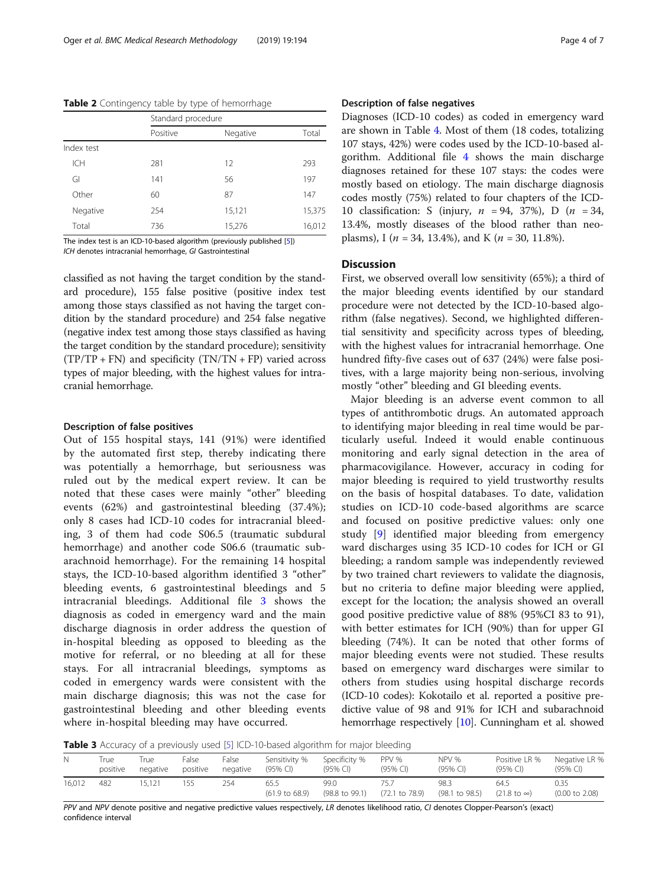**Table 2** Contingency table by type of hemorrhage

| | Standard procedure | | |
|---|---|---|---|
| | Positive | Negative | Total |
| Index test | | | |
| ICH | 281 | 12 | 293 |
| GI | 141 | 56 | 197 |
| Other | 60 | 87 | 147 |
| Negative | 254 | 15,121 | 15,375 |
| Total | 736 | 15,276 | 16,012 |

The index test is an ICD-10-based algorithm (previously published [5])
*ICH* denotes intracranial hemorrhage, *GI* Gastrointestinal

classified as not having the target condition by the standard procedure), 155 false positive (positive index test among those stays classified as not having the target condition by the standard procedure) and 254 false negative (negative index test among those stays classified as having the target condition by the standard procedure); sensitivity (TP/TP + FN) and specificity (TN/TN + FP) varied across types of major bleeding, with the highest values for intracranial hemorrhage.

### Description of false positives

Out of 155 hospital stays, 141 (91%) were identified by the automated first step, thereby indicating there was potentially a hemorrhage, but seriousness was ruled out by the medical expert review. It can be noted that these cases were mainly "other" bleeding events (62%) and gastrointestinal bleeding (37.4%); only 8 cases had ICD-10 codes for intracranial bleeding, 3 of them had code S06.5 (traumatic subdural hemorrhage) and another code S06.6 (traumatic subarachnoid hemorrhage). For the remaining 14 hospital stays, the ICD-10-based algorithm identified 3 "other" bleeding events, 6 gastrointestinal bleedings and 5 intracranial bleedings. Additional file 3 shows the diagnosis as coded in emergency ward and the main discharge diagnosis in order address the question of in-hospital bleeding as opposed to bleeding as the motive for referral, or no bleeding at all for these stays. For all intracranial bleedings, symptoms as coded in emergency wards were consistent with the main discharge diagnosis; this was not the case for gastrointestinal bleeding and other bleeding events where in-hospital bleeding may have occurred.

### Description of false negatives

Diagnoses (ICD-10 codes) as coded in emergency ward are shown in Table 4. Most of them (18 codes, totalizing 107 stays, 42%) were codes used by the ICD-10-based algorithm. Additional file 4 shows the main discharge diagnoses retained for these 107 stays: the codes were mostly based on etiology. The main discharge diagnosis codes mostly (75%) related to four chapters of the ICD-10 classification: S (injury, $n = 94$, 37%), D ($n = 34$, 13.4%, mostly diseases of the blood rather than neoplasms), I ($n = 34$, 13.4%), and K ($n = 30$, 11.8%).

## Discussion

First, we observed overall low sensitivity (65%); a third of the major bleeding events identified by our standard procedure were not detected by the ICD-10-based algorithm (false negatives). Second, we highlighted differential sensitivity and specificity across types of bleeding, with the highest values for intracranial hemorrhage. One hundred fifty-five cases out of 637 (24%) were false positives, with a large majority being non-serious, involving mostly "other" bleeding and GI bleeding events.

Major bleeding is an adverse event common to all types of antithrombotic drugs. An automated approach to identifying major bleeding in real time would be particularly useful. Indeed it would enable continuous monitoring and early signal detection in the area of pharmacovigilance. However, accuracy in coding for major bleeding is required to yield trustworthy results on the basis of hospital databases. To date, validation studies on ICD-10 code-based algorithms are scarce and focused on positive predictive values: only one study [9] identified major bleeding from emergency ward discharges using 35 ICD-10 codes for ICH or GI bleeding; a random sample was independently reviewed by two trained chart reviewers to validate the diagnosis, but no criteria to define major bleeding were applied, except for the location; the analysis showed an overall good positive predictive value of 88% (95%CI 83 to 91), with better estimates for ICH (90%) than for upper GI bleeding (74%). It can be noted that other forms of major bleeding events were not studied. These results based on emergency ward discharges were similar to others from studies using hospital discharge records (ICD-10 codes): Kokotailo et al. reported a positive predictive value of 98 and 91% for ICH and subarachnoid hemorrhage respectively [10]. Cunningham et al. showed

**Table 3** Accuracy of a previously used [5] ICD-10-based algorithm for major bleeding

| N | True positive | True negative | False positive | False negative | Sensitivity % (95% CI) | Specificity % (95% CI) | PPV % (95% CI) | NPV % (95% CI) | Positive LR % (95% CI) | Negative LR % (95% CI) |
|---|---|---|---|---|---|---|---|---|---|---|
| 16,012 | 482 | 15,121 | 155 | 254 | 65.5 (61.9 to 68.9) | 99.0 (98.8 to 99.1) | 75.7 (72.1 to 78.9) | 98.3 (98.1 to 98.5) | 64.5 (21.8 to ∞) | 0.35 (0.00 to 2.08) |

*PPV* and *NPV* denote positive and negative predictive values respectively, *LR* denotes likelihood ratio, *CI* denotes Clopper-Pearson's (exact) confidence interval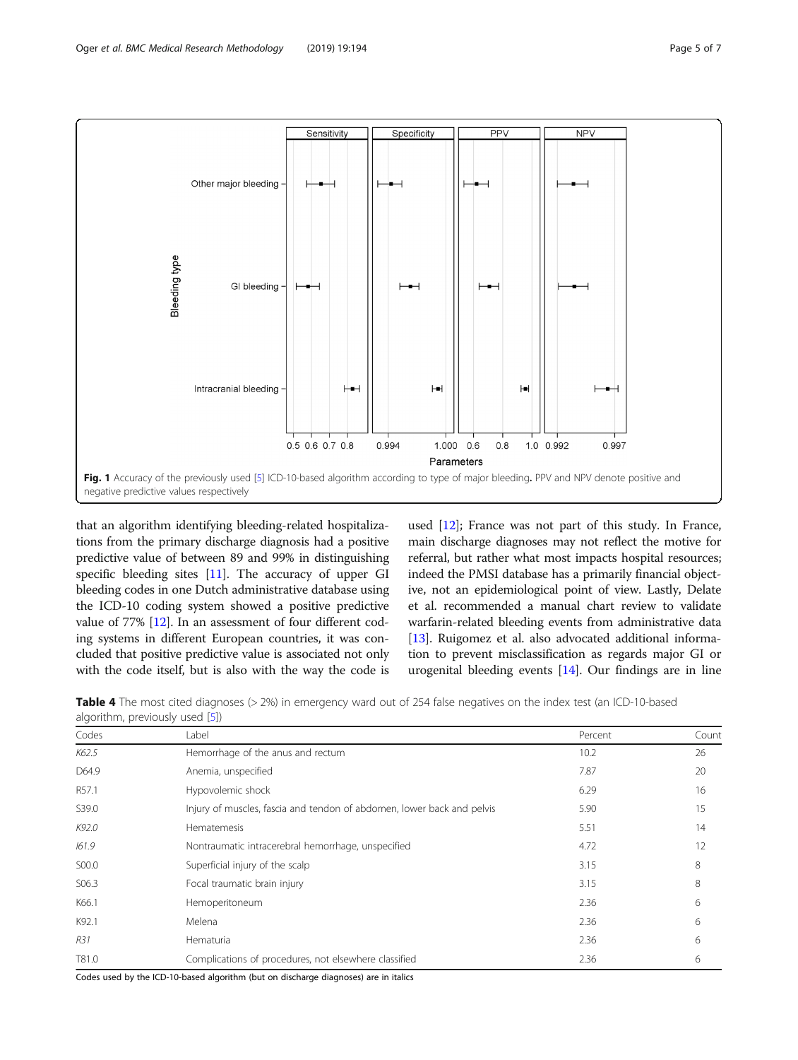Fig. 1 Accuracy of the previously used [5] ICD-10-based algorithm according to type of major bleeding. PPV and NPV denote positive and negative predictive values respectively

that an algorithm identifying bleeding-related hospitalizations from the primary discharge diagnosis had a positive predictive value of between 89 and 99% in distinguishing specific bleeding sites [11]. The accuracy of upper GI bleeding codes in one Dutch administrative database using the ICD-10 coding system showed a positive predictive value of 77% [12]. In an assessment of four different coding systems in different European countries, it was concluded that positive predictive value is associated not only with the code itself, but is also with the way the code is used [12]; France was not part of this study. In France, main discharge diagnoses may not reflect the motive for referral, but rather what most impacts hospital resources; indeed the PMSI database has a primarily financial objective, not an epidemiological point of view. Lastly, Delate et al. recommended a manual chart review to validate warfarin-related bleeding events from administrative data [13]. Ruigomez et al. also advocated additional information to prevent misclassification as regards major GI or urogenital bleeding events [14]. Our findings are in line

**Table 4** The most cited diagnoses (> 2%) in emergency ward out of 254 false negatives on the index test (an ICD-10-based algorithm, previously used [5])

| Codes | Label | Percent | Count |
|---|---|---|---|
| *K62.5* | Hemorrhage of the anus and rectum | 10.2 | 26 |
| D64.9 | Anemia, unspecified | 7.87 | 20 |
| R57.1 | Hypovolemic shock | 6.29 | 16 |
| S39.0 | Injury of muscles, fascia and tendon of abdomen, lower back and pelvis | 5.90 | 15 |
| *K92.0* | Hematemesis | 5.51 | 14 |
| *I61.9* | Nontraumatic intracerebral hemorrhage, unspecified | 4.72 | 12 |
| S00.0 | Superficial injury of the scalp | 3.15 | 8 |
| S06.3 | Focal traumatic brain injury | 3.15 | 8 |
| K66.1 | Hemoperitoneum | 2.36 | 6 |
| K92.1 | Melena | 2.36 | 6 |
| *R31* | Hematuria | 2.36 | 6 |
| T81.0 | Complications of procedures, not elsewhere classified | 2.36 | 6 |

Codes used by the ICD-10-based algorithm (but on discharge diagnoses) are in italics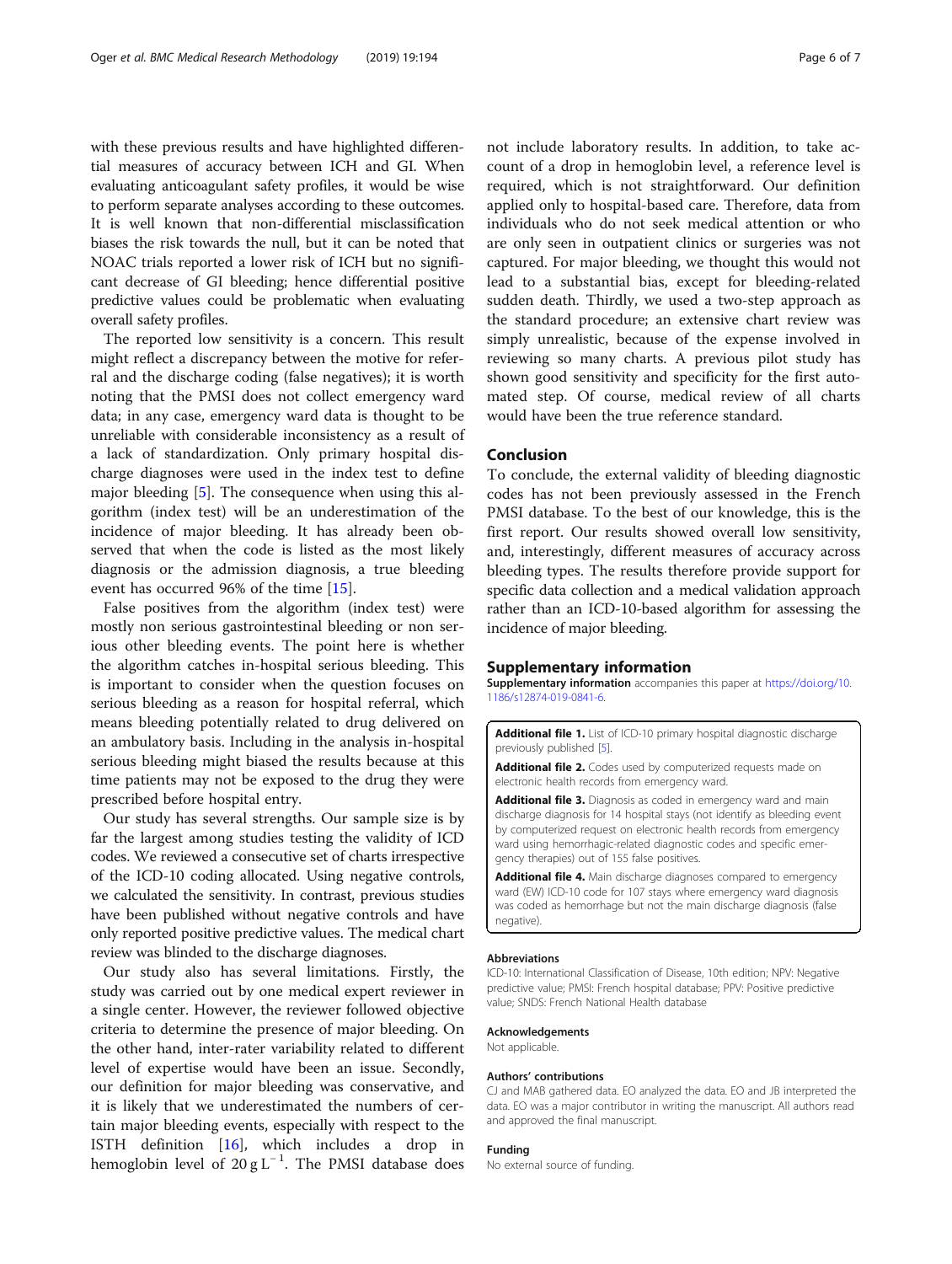with these previous results and have highlighted differential measures of accuracy between ICH and GI. When evaluating anticoagulant safety profiles, it would be wise to perform separate analyses according to these outcomes. It is well known that non-differential misclassification biases the risk towards the null, but it can be noted that NOAC trials reported a lower risk of ICH but no significant decrease of GI bleeding; hence differential positive predictive values could be problematic when evaluating overall safety profiles.

The reported low sensitivity is a concern. This result might reflect a discrepancy between the motive for referral and the discharge coding (false negatives); it is worth noting that the PMSI does not collect emergency ward data; in any case, emergency ward data is thought to be unreliable with considerable inconsistency as a result of a lack of standardization. Only primary hospital discharge diagnoses were used in the index test to define major bleeding [5]. The consequence when using this algorithm (index test) will be an underestimation of the incidence of major bleeding. It has already been observed that when the code is listed as the most likely diagnosis or the admission diagnosis, a true bleeding event has occurred 96% of the time [15].

False positives from the algorithm (index test) were mostly non serious gastrointestinal bleeding or non serious other bleeding events. The point here is whether the algorithm catches in-hospital serious bleeding. This is important to consider when the question focuses on serious bleeding as a reason for hospital referral, which means bleeding potentially related to drug delivered on an ambulatory basis. Including in the analysis in-hospital serious bleeding might biased the results because at this time patients may not be exposed to the drug they were prescribed before hospital entry.

Our study has several strengths. Our sample size is by far the largest among studies testing the validity of ICD codes. We reviewed a consecutive set of charts irrespective of the ICD-10 coding allocated. Using negative controls, we calculated the sensitivity. In contrast, previous studies have been published without negative controls and have only reported positive predictive values. The medical chart review was blinded to the discharge diagnoses.

Our study also has several limitations. Firstly, the study was carried out by one medical expert reviewer in a single center. However, the reviewer followed objective criteria to determine the presence of major bleeding. On the other hand, inter-rater variability related to different level of expertise would have been an issue. Secondly, our definition for major bleeding was conservative, and it is likely that we underestimated the numbers of certain major bleeding events, especially with respect to the ISTH definition [16], which includes a drop in hemoglobin level of $20\,\mathrm{g\,L^{-1}}$. The PMSI database does not include laboratory results. In addition, to take account of a drop in hemoglobin level, a reference level is required, which is not straightforward. Our definition applied only to hospital-based care. Therefore, data from individuals who do not seek medical attention or who are only seen in outpatient clinics or surgeries was not captured. For major bleeding, we thought this would not lead to a substantial bias, except for bleeding-related sudden death. Thirdly, we used a two-step approach as the standard procedure; an extensive chart review was simply unrealistic, because of the expense involved in reviewing so many charts. A previous pilot study has shown good sensitivity and specificity for the first automated step. Of course, medical review of all charts would have been the true reference standard.

## Conclusion

To conclude, the external validity of bleeding diagnostic codes has not been previously assessed in the French PMSI database. To the best of our knowledge, this is the first report. Our results showed overall low sensitivity, and, interestingly, different measures of accuracy across bleeding types. The results therefore provide support for specific data collection and a medical validation approach rather than an ICD-10-based algorithm for assessing the incidence of major bleeding.

## Supplementary information

**Supplementary information** accompanies this paper at https://doi.org/10.1186/s12874-019-0841-6.

**Additional file 1.** List of ICD-10 primary hospital diagnostic discharge previously published [5].

**Additional file 2.** Codes used by computerized requests made on electronic health records from emergency ward.

**Additional file 3.** Diagnosis as coded in emergency ward and main discharge diagnosis for 14 hospital stays (not identify as bleeding event by computerized request on electronic health records from emergency ward using hemorrhagic-related diagnostic codes and specific emergency therapies) out of 155 false positives.

**Additional file 4.** Main discharge diagnoses compared to emergency ward (EW) ICD-10 code for 107 stays where emergency ward diagnosis was coded as hemorrhage but not the main discharge diagnosis (false negative).

### Abbreviations

ICD-10: International Classification of Disease, 10th edition; NPV: Negative predictive value; PMSI: French hospital database; PPV: Positive predictive value; SNDS: French National Health database

### Acknowledgements

Not applicable.

### Authors' contributions

CJ and MAB gathered data. EO analyzed the data. EO and JB interpreted the data. EO was a major contributor in writing the manuscript. All authors read and approved the final manuscript.

### Funding

No external source of funding.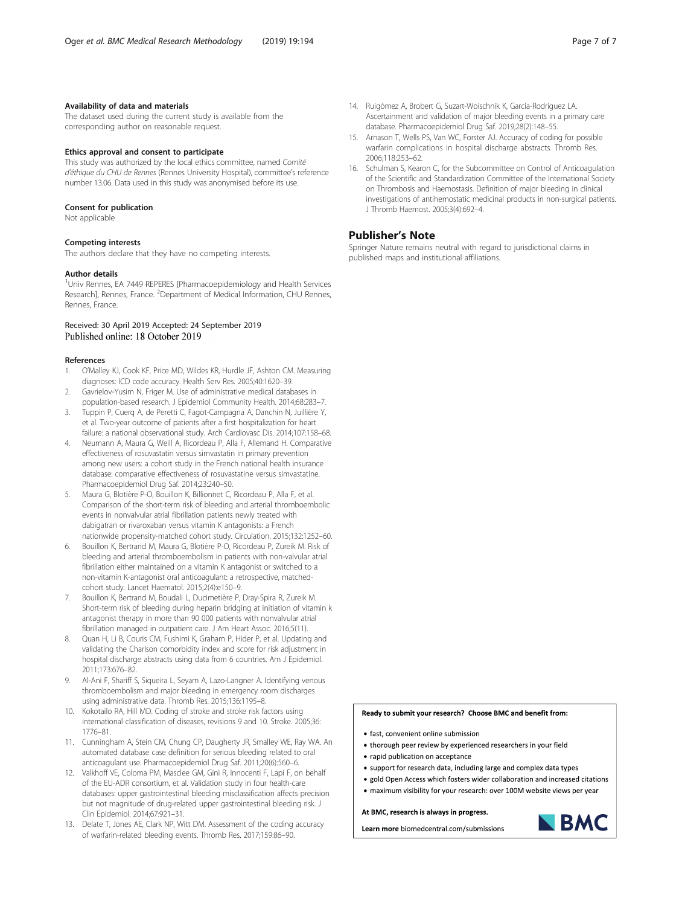#### Availability of data and materials
The dataset used during the current study is available from the corresponding author on reasonable request.

#### Ethics approval and consent to participate
This study was authorized by the local ethics committee, named *Comité d'éthique du CHU de Rennes* (Rennes University Hospital), committee's reference number 13.06. Data used in this study was anonymised before its use.

#### Consent for publication
Not applicable

#### Competing interests
The authors declare that they have no competing interests.

#### Author details
[1]Univ Rennes, EA 7449 REPERES [Pharmacoepidemiology and Health Services Research], Rennes, France. [2]Department of Medical Information, CHU Rennes, Rennes, France.

Received: 30 April 2019 Accepted: 24 September 2019
Published online: 18 October 2019

#### References
1. O'Malley KJ, Cook KF, Price MD, Wildes KR, Hurdle JF, Ashton CM. Measuring diagnoses: ICD code accuracy. Health Serv Res. 2005;40:1620–39.
2. Gavrielov-Yusim N, Friger M. Use of administrative medical databases in population-based research. J Epidemiol Community Health. 2014;68:283–7.
3. Tuppin P, Cuerq A, de Peretti C, Fagot-Campagna A, Danchin N, Juillière Y, et al. Two-year outcome of patients after a first hospitalization for heart failure: a national observational study. Arch Cardiovasc Dis. 2014;107:158–68.
4. Neumann A, Maura G, Weill A, Ricordeau P, Alla F, Allemand H. Comparative effectiveness of rosuvastatin versus simvastatin in primary prevention among new users: a cohort study in the French national health insurance database: comparative effectiveness of rosuvastatine versus simvastatine. Pharmacoepidemiol Drug Saf. 2014;23:240–50.
5. Maura G, Blotière P-O, Bouillon K, Billionnet C, Ricordeau P, Alla F, et al. Comparison of the short-term risk of bleeding and arterial thromboembolic events in nonvalvular atrial fibrillation patients newly treated with dabigatran or rivaroxaban versus vitamin K antagonists: a French nationwide propensity-matched cohort study. Circulation. 2015;132:1252–60.
6. Bouillon K, Bertrand M, Maura G, Blotière P-O, Ricordeau P, Zureik M. Risk of bleeding and arterial thromboembolism in patients with non-valvular atrial fibrillation either maintained on a vitamin K antagonist or switched to a non-vitamin K-antagonist oral anticoagulant: a retrospective, matched-cohort study. Lancet Haematol. 2015;2(4):e150–9.
7. Bouillon K, Bertrand M, Boudali L, Ducimetière P, Dray-Spira R, Zureik M. Short-term risk of bleeding during heparin bridging at initiation of vitamin k antagonist therapy in more than 90 000 patients with nonvalvular atrial fibrillation managed in outpatient care. J Am Heart Assoc. 2016;5(11).
8. Quan H, Li B, Couris CM, Fushimi K, Graham P, Hider P, et al. Updating and validating the Charlson comorbidity index and score for risk adjustment in hospital discharge abstracts using data from 6 countries. Am J Epidemiol. 2011;173:676–82.
9. Al-Ani F, Shariff S, Siqueira L, Seyam A, Lazo-Langner A. Identifying venous thromboembolism and major bleeding in emergency room discharges using administrative data. Thromb Res. 2015;136:1195–8.
10. Kokotailo RA, Hill MD. Coding of stroke and stroke risk factors using international classification of diseases, revisions 9 and 10. Stroke. 2005;36:1776–81.
11. Cunningham A, Stein CM, Chung CP, Daugherty JR, Smalley WE, Ray WA. An automated database case definition for serious bleeding related to oral anticoagulant use. Pharmacoepidemiol Drug Saf. 2011;20(6):560–6.
12. Valkhoff VE, Coloma PM, Masclee GM, Gini R, Innocenti F, Lapi F, on behalf of the EU-ADR consortium, et al. Validation study in four health-care databases: upper gastrointestinal bleeding misclassification affects precision but not magnitude of drug-related upper gastrointestinal bleeding risk. J Clin Epidemiol. 2014;67:921–31.
13. Delate T, Jones AE, Clark NP, Witt DM. Assessment of the coding accuracy of warfarin-related bleeding events. Thromb Res. 2017;159:86–90.
14. Ruigómez A, Brobert G, Suzart-Woischnik K, García-Rodríguez LA. Ascertainment and validation of major bleeding events in a primary care database. Pharmacoepidemiol Drug Saf. 2019;28(2):148–55.
15. Arnason T, Wells PS, Van WC, Forster AJ. Accuracy of coding for possible warfarin complications in hospital discharge abstracts. Thromb Res. 2006;118:253–62.
16. Schulman S, Kearon C, for the Subcommittee on Control of Anticoagulation of the Scientific and Standardization Committee of the International Society on Thrombosis and Haemostasis. Definition of major bleeding in clinical investigations of antihemostatic medicinal products in non-surgical patients. J Thromb Haemost. 2005;3(4):692–4.

## Publisher's Note
Springer Nature remains neutral with regard to jurisdictional claims in published maps and institutional affiliations.

**Ready to submit your research? Choose BMC and benefit from:**

- fast, convenient online submission
- thorough peer review by experienced researchers in your field
- rapid publication on acceptance
- support for research data, including large and complex data types
- gold Open Access which fosters wider collaboration and increased citations
- maximum visibility for your research: over 100M website views per year

**At BMC, research is always in progress.**

**Learn more** biomedcentral.com/submissions